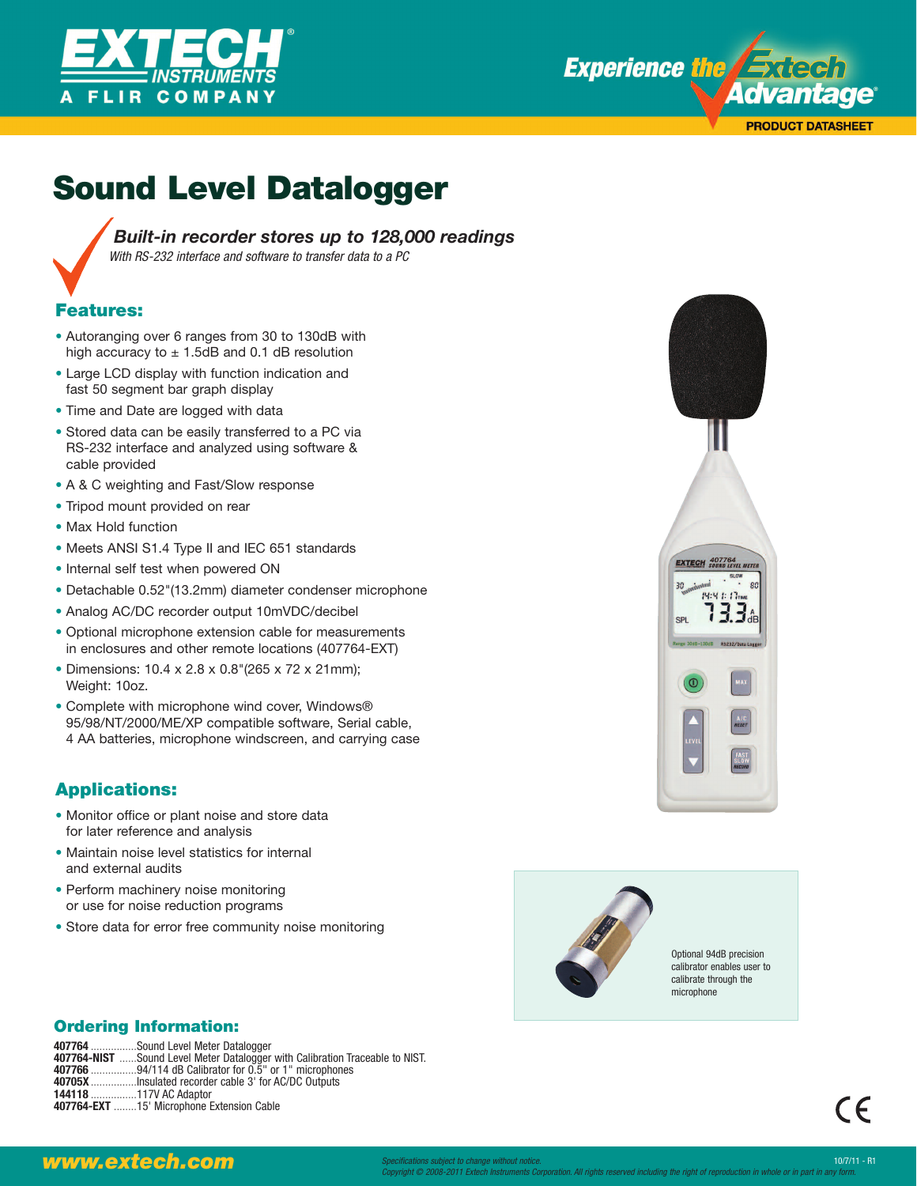# Sound Level Datalogger

***Built-in recorder stores up to 128,000 readings***

*With RS-232 interface and software to transfer data to a PC*

## Features:

- Autoranging over 6 ranges from 30 to 130dB with high accuracy to ± 1.5dB and 0.1 dB resolution
- Large LCD display with function indication and fast 50 segment bar graph display
- Time and Date are logged with data
- Stored data can be easily transferred to a PC via RS-232 interface and analyzed using software & cable provided
- A & C weighting and Fast/Slow response
- Tripod mount provided on rear
- Max Hold function
- Meets ANSI S1.4 Type II and IEC 651 standards
- Internal self test when powered ON
- Detachable 0.52"(13.2mm) diameter condenser microphone
- Analog AC/DC recorder output 10mVDC/decibel
- Optional microphone extension cable for measurements in enclosures and other remote locations (407764-EXT)
- Dimensions: 10.4 x 2.8 x 0.8"(265 x 72 x 21mm); Weight: 10oz.
- Complete with microphone wind cover, Windows® 95/98/NT/2000/ME/XP compatible software, Serial cable, 4 AA batteries, microphone windscreen, and carrying case

## Applications:

- Monitor office or plant noise and store data for later reference and analysis
- Maintain noise level statistics for internal and external audits
- Perform machinery noise monitoring or use for noise reduction programs
- Store data for error free community noise monitoring

Optional 94dB precision calibrator enables user to calibrate through the microphone

## Ordering Information:

**407764** ................Sound Level Meter Datalogger
**407764-NIST** ......Sound Level Meter Datalogger with Calibration Traceable to NIST.
**407766** ................94/114 dB Calibrator for 0.5" or 1" microphones
**40705X** ...............Insulated recorder cable 3' for AC/DC Outputs
**144118** ................117V AC Adaptor
**407764-EXT** ........15' Microphone Extension Cable

**www.extech.com**

*Specifications subject to change without notice.*
*Copyright © 2008-2011 Extech Instruments Corporation. All rights reserved including the right of reproduction in whole or in part in any form.*

10/7/11 - R1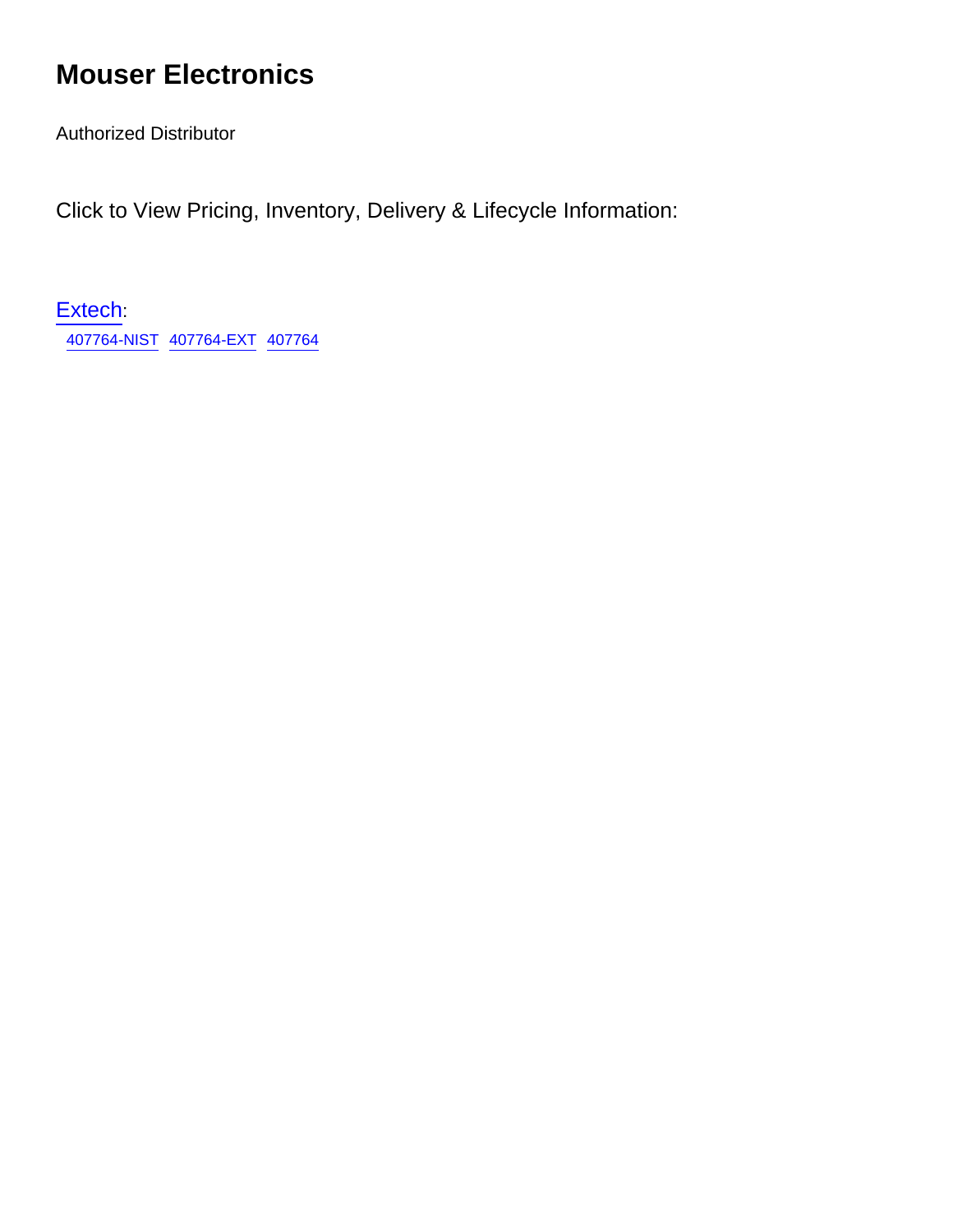# Mouser Electronics

Authorized Distributor

Click to View Pricing, Inventory, Delivery & Lifecycle Information:

Extech:

407764-NIST 407764-EXT 407764